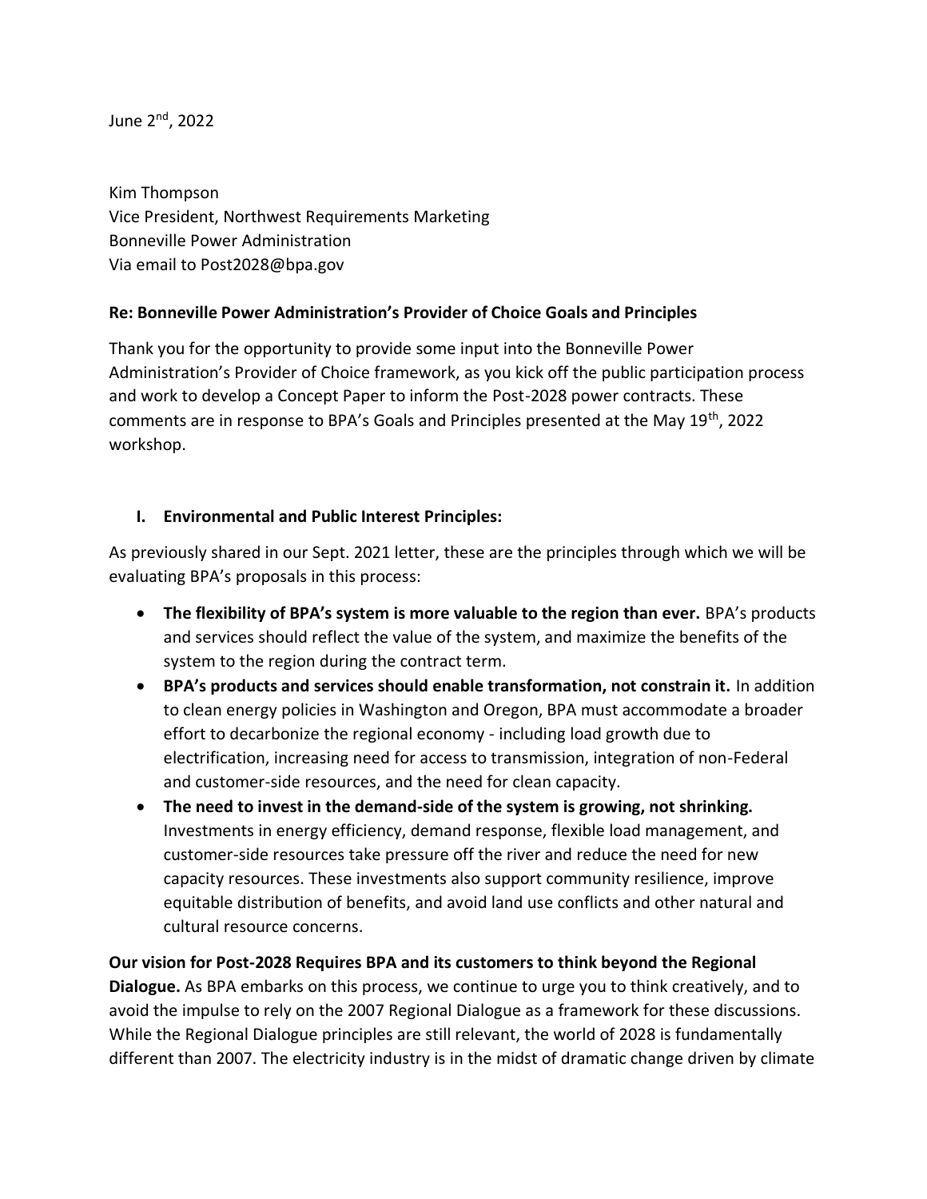June 2nd, 2022

Kim Thompson
Vice President, Northwest Requirements Marketing
Bonneville Power Administration
Via email to Post2028@bpa.gov

**Re: Bonneville Power Administration's Provider of Choice Goals and Principles**

Thank you for the opportunity to provide some input into the Bonneville Power Administration's Provider of Choice framework, as you kick off the public participation process and work to develop a Concept Paper to inform the Post-2028 power contracts. These comments are in response to BPA's Goals and Principles presented at the May 19th, 2022 workshop.

## I. Environmental and Public Interest Principles:

As previously shared in our Sept. 2021 letter, these are the principles through which we will be evaluating BPA's proposals in this process:

- **The flexibility of BPA's system is more valuable to the region than ever.** BPA's products and services should reflect the value of the system, and maximize the benefits of the system to the region during the contract term.
- **BPA's products and services should enable transformation, not constrain it.** In addition to clean energy policies in Washington and Oregon, BPA must accommodate a broader effort to decarbonize the regional economy - including load growth due to electrification, increasing need for access to transmission, integration of non-Federal and customer-side resources, and the need for clean capacity.
- **The need to invest in the demand-side of the system is growing, not shrinking.** Investments in energy efficiency, demand response, flexible load management, and customer-side resources take pressure off the river and reduce the need for new capacity resources. These investments also support community resilience, improve equitable distribution of benefits, and avoid land use conflicts and other natural and cultural resource concerns.

**Our vision for Post-2028 Requires BPA and its customers to think beyond the Regional Dialogue.** As BPA embarks on this process, we continue to urge you to think creatively, and to avoid the impulse to rely on the 2007 Regional Dialogue as a framework for these discussions. While the Regional Dialogue principles are still relevant, the world of 2028 is fundamentally different than 2007. The electricity industry is in the midst of dramatic change driven by climate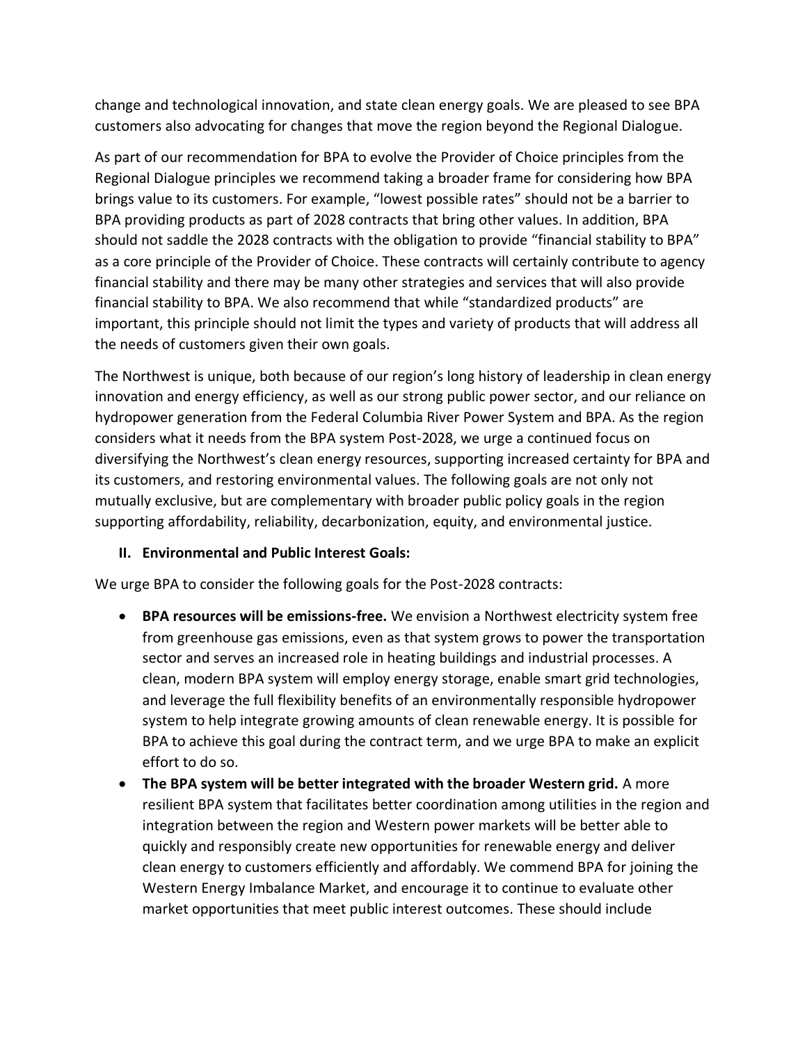change and technological innovation, and state clean energy goals. We are pleased to see BPA customers also advocating for changes that move the region beyond the Regional Dialogue.

As part of our recommendation for BPA to evolve the Provider of Choice principles from the Regional Dialogue principles we recommend taking a broader frame for considering how BPA brings value to its customers. For example, "lowest possible rates" should not be a barrier to BPA providing products as part of 2028 contracts that bring other values. In addition, BPA should not saddle the 2028 contracts with the obligation to provide "financial stability to BPA" as a core principle of the Provider of Choice. These contracts will certainly contribute to agency financial stability and there may be many other strategies and services that will also provide financial stability to BPA. We also recommend that while "standardized products" are important, this principle should not limit the types and variety of products that will address all the needs of customers given their own goals.

The Northwest is unique, both because of our region's long history of leadership in clean energy innovation and energy efficiency, as well as our strong public power sector, and our reliance on hydropower generation from the Federal Columbia River Power System and BPA. As the region considers what it needs from the BPA system Post-2028, we urge a continued focus on diversifying the Northwest's clean energy resources, supporting increased certainty for BPA and its customers, and restoring environmental values. The following goals are not only not mutually exclusive, but are complementary with broader public policy goals in the region supporting affordability, reliability, decarbonization, equity, and environmental justice.

## II. Environmental and Public Interest Goals:

We urge BPA to consider the following goals for the Post-2028 contracts:

- **BPA resources will be emissions-free.** We envision a Northwest electricity system free from greenhouse gas emissions, even as that system grows to power the transportation sector and serves an increased role in heating buildings and industrial processes. A clean, modern BPA system will employ energy storage, enable smart grid technologies, and leverage the full flexibility benefits of an environmentally responsible hydropower system to help integrate growing amounts of clean renewable energy. It is possible for BPA to achieve this goal during the contract term, and we urge BPA to make an explicit effort to do so.
- **The BPA system will be better integrated with the broader Western grid.** A more resilient BPA system that facilitates better coordination among utilities in the region and integration between the region and Western power markets will be better able to quickly and responsibly create new opportunities for renewable energy and deliver clean energy to customers efficiently and affordably. We commend BPA for joining the Western Energy Imbalance Market, and encourage it to continue to evaluate other market opportunities that meet public interest outcomes. These should include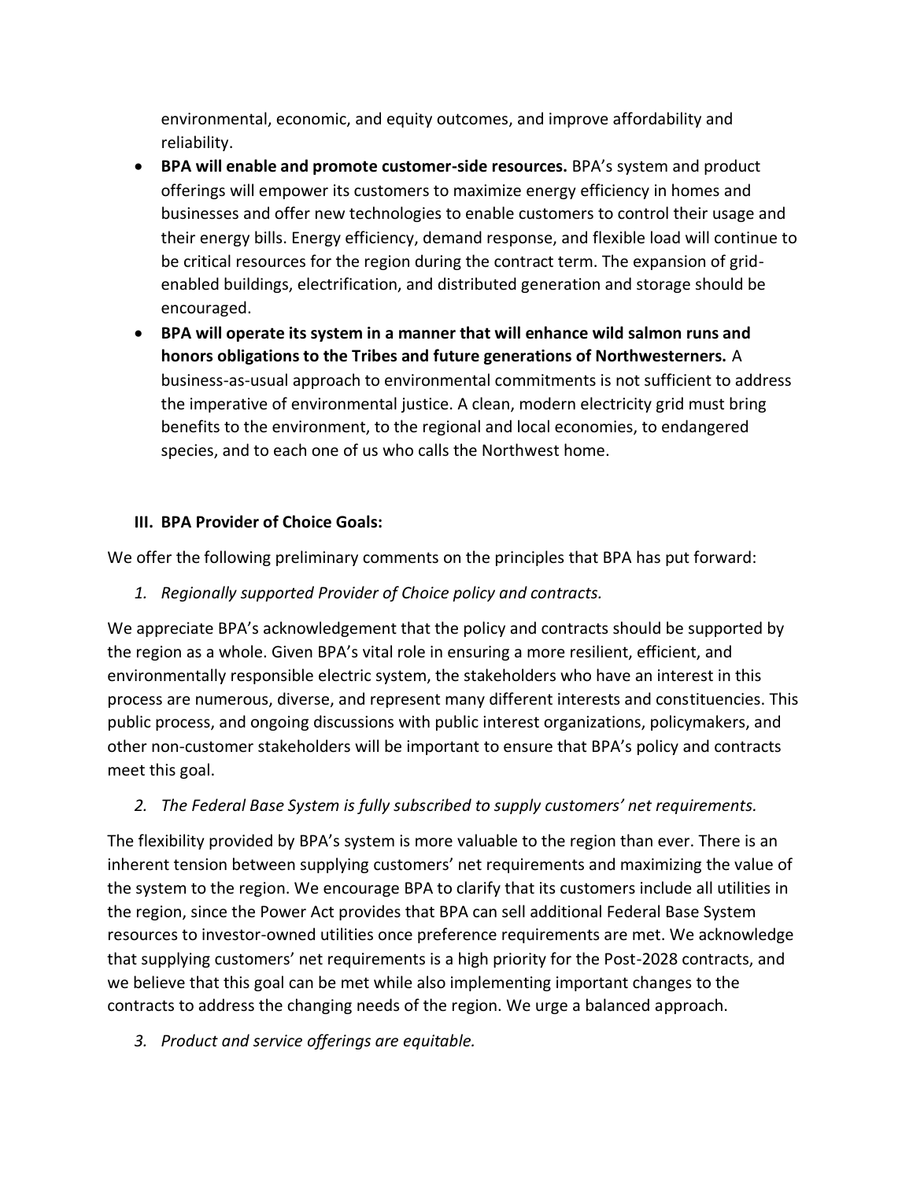environmental, economic, and equity outcomes, and improve affordability and reliability.

- **BPA will enable and promote customer-side resources.** BPA's system and product offerings will empower its customers to maximize energy efficiency in homes and businesses and offer new technologies to enable customers to control their usage and their energy bills. Energy efficiency, demand response, and flexible load will continue to be critical resources for the region during the contract term. The expansion of grid-enabled buildings, electrification, and distributed generation and storage should be encouraged.
- **BPA will operate its system in a manner that will enhance wild salmon runs and honors obligations to the Tribes and future generations of Northwesterners.** A business-as-usual approach to environmental commitments is not sufficient to address the imperative of environmental justice. A clean, modern electricity grid must bring benefits to the environment, to the regional and local economies, to endangered species, and to each one of us who calls the Northwest home.

### III. BPA Provider of Choice Goals:

We offer the following preliminary comments on the principles that BPA has put forward:

1. *Regionally supported Provider of Choice policy and contracts.*

We appreciate BPA's acknowledgement that the policy and contracts should be supported by the region as a whole. Given BPA's vital role in ensuring a more resilient, efficient, and environmentally responsible electric system, the stakeholders who have an interest in this process are numerous, diverse, and represent many different interests and constituencies. This public process, and ongoing discussions with public interest organizations, policymakers, and other non-customer stakeholders will be important to ensure that BPA's policy and contracts meet this goal.

2. *The Federal Base System is fully subscribed to supply customers' net requirements.*

The flexibility provided by BPA's system is more valuable to the region than ever. There is an inherent tension between supplying customers' net requirements and maximizing the value of the system to the region. We encourage BPA to clarify that its customers include all utilities in the region, since the Power Act provides that BPA can sell additional Federal Base System resources to investor-owned utilities once preference requirements are met. We acknowledge that supplying customers' net requirements is a high priority for the Post-2028 contracts, and we believe that this goal can be met while also implementing important changes to the contracts to address the changing needs of the region. We urge a balanced approach.

3. *Product and service offerings are equitable.*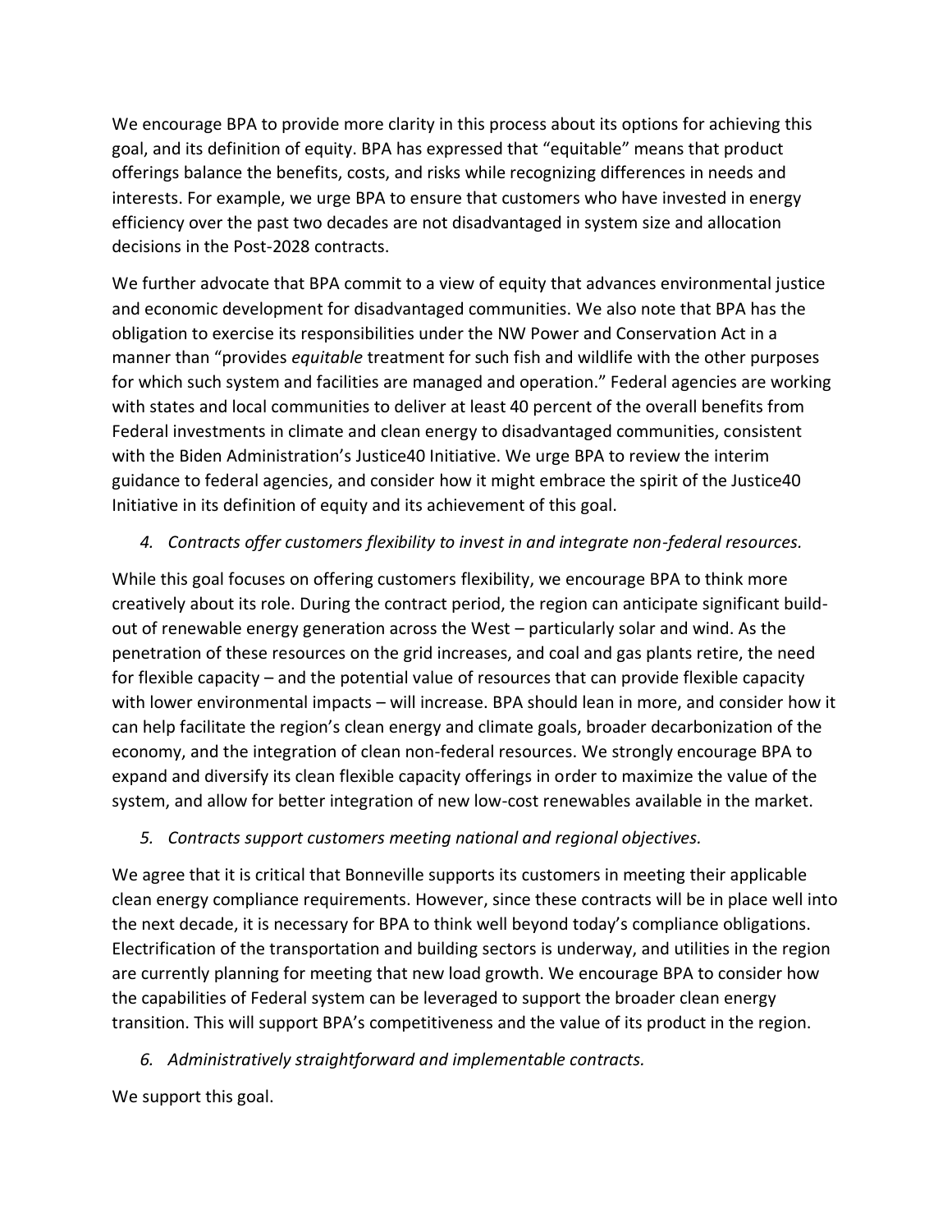We encourage BPA to provide more clarity in this process about its options for achieving this goal, and its definition of equity. BPA has expressed that "equitable" means that product offerings balance the benefits, costs, and risks while recognizing differences in needs and interests. For example, we urge BPA to ensure that customers who have invested in energy efficiency over the past two decades are not disadvantaged in system size and allocation decisions in the Post-2028 contracts.

We further advocate that BPA commit to a view of equity that advances environmental justice and economic development for disadvantaged communities. We also note that BPA has the obligation to exercise its responsibilities under the NW Power and Conservation Act in a manner than "provides *equitable* treatment for such fish and wildlife with the other purposes for which such system and facilities are managed and operation." Federal agencies are working with states and local communities to deliver at least 40 percent of the overall benefits from Federal investments in climate and clean energy to disadvantaged communities, consistent with the Biden Administration's Justice40 Initiative. We urge BPA to review the interim guidance to federal agencies, and consider how it might embrace the spirit of the Justice40 Initiative in its definition of equity and its achievement of this goal.

4. *Contracts offer customers flexibility to invest in and integrate non-federal resources.*

While this goal focuses on offering customers flexibility, we encourage BPA to think more creatively about its role. During the contract period, the region can anticipate significant build-out of renewable energy generation across the West – particularly solar and wind. As the penetration of these resources on the grid increases, and coal and gas plants retire, the need for flexible capacity – and the potential value of resources that can provide flexible capacity with lower environmental impacts – will increase. BPA should lean in more, and consider how it can help facilitate the region's clean energy and climate goals, broader decarbonization of the economy, and the integration of clean non-federal resources. We strongly encourage BPA to expand and diversify its clean flexible capacity offerings in order to maximize the value of the system, and allow for better integration of new low-cost renewables available in the market.

5. *Contracts support customers meeting national and regional objectives.*

We agree that it is critical that Bonneville supports its customers in meeting their applicable clean energy compliance requirements. However, since these contracts will be in place well into the next decade, it is necessary for BPA to think well beyond today's compliance obligations. Electrification of the transportation and building sectors is underway, and utilities in the region are currently planning for meeting that new load growth. We encourage BPA to consider how the capabilities of Federal system can be leveraged to support the broader clean energy transition. This will support BPA's competitiveness and the value of its product in the region.

6. *Administratively straightforward and implementable contracts.*

We support this goal.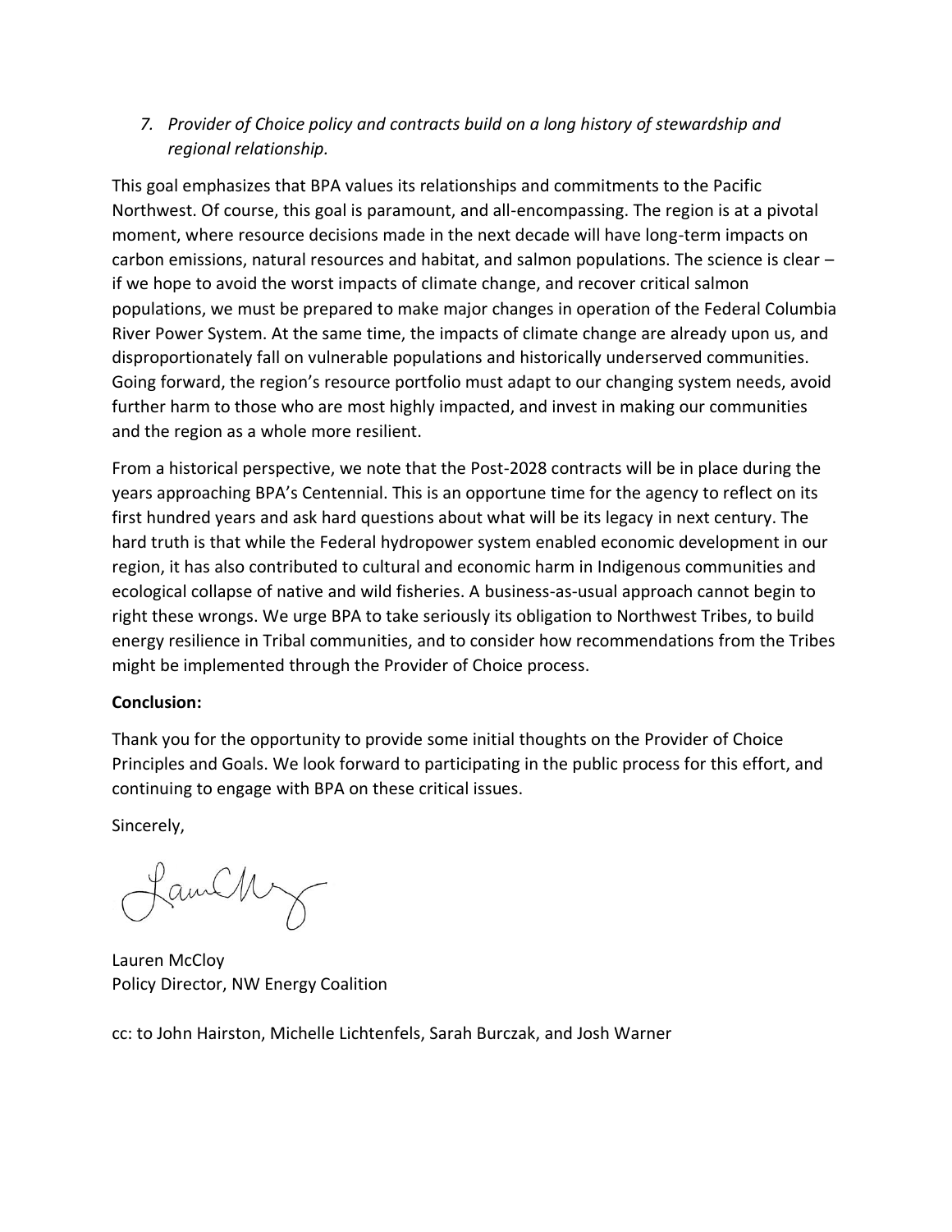*7. Provider of Choice policy and contracts build on a long history of stewardship and regional relationship.*

This goal emphasizes that BPA values its relationships and commitments to the Pacific Northwest. Of course, this goal is paramount, and all-encompassing. The region is at a pivotal moment, where resource decisions made in the next decade will have long-term impacts on carbon emissions, natural resources and habitat, and salmon populations. The science is clear – if we hope to avoid the worst impacts of climate change, and recover critical salmon populations, we must be prepared to make major changes in operation of the Federal Columbia River Power System. At the same time, the impacts of climate change are already upon us, and disproportionately fall on vulnerable populations and historically underserved communities. Going forward, the region's resource portfolio must adapt to our changing system needs, avoid further harm to those who are most highly impacted, and invest in making our communities and the region as a whole more resilient.

From a historical perspective, we note that the Post-2028 contracts will be in place during the years approaching BPA's Centennial. This is an opportune time for the agency to reflect on its first hundred years and ask hard questions about what will be its legacy in next century. The hard truth is that while the Federal hydropower system enabled economic development in our region, it has also contributed to cultural and economic harm in Indigenous communities and ecological collapse of native and wild fisheries. A business-as-usual approach cannot begin to right these wrongs. We urge BPA to take seriously its obligation to Northwest Tribes, to build energy resilience in Tribal communities, and to consider how recommendations from the Tribes might be implemented through the Provider of Choice process.

**Conclusion:**

Thank you for the opportunity to provide some initial thoughts on the Provider of Choice Principles and Goals. We look forward to participating in the public process for this effort, and continuing to engage with BPA on these critical issues.

Sincerely,

Lauren McCloy
Policy Director, NW Energy Coalition

cc: to John Hairston, Michelle Lichtenfels, Sarah Burczak, and Josh Warner